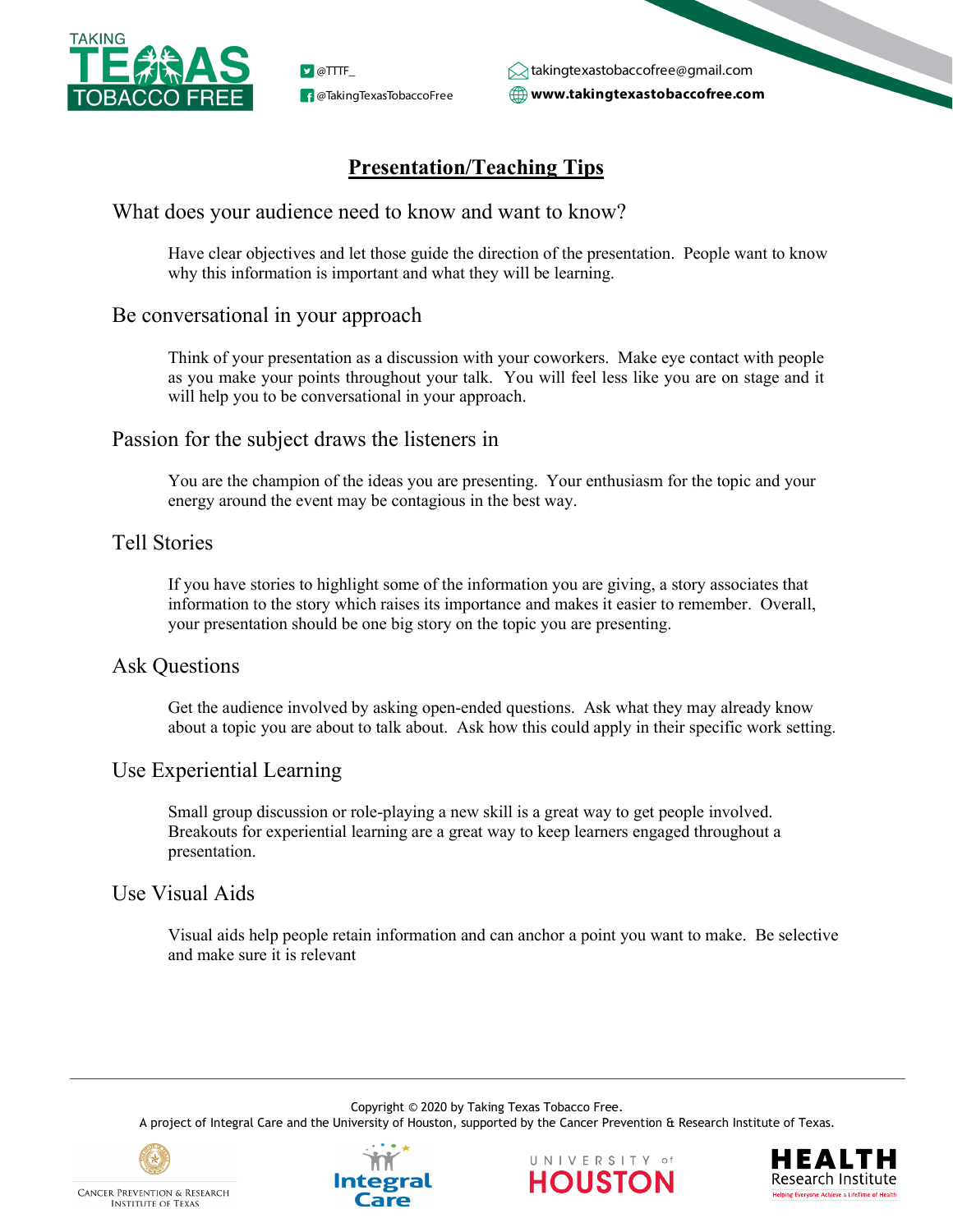TAKING TEXAS TOBACCO FREE

@TTTF_
@TakingTexasTobaccoFree
takingtexastobaccofree@gmail.com
**www.takingtexastobaccofree.com**

# Presentation/Teaching Tips

## What does your audience need to know and want to know?

Have clear objectives and let those guide the direction of the presentation. People want to know why this information is important and what they will be learning.

## Be conversational in your approach

Think of your presentation as a discussion with your coworkers. Make eye contact with people as you make your points throughout your talk. You will feel less like you are on stage and it will help you to be conversational in your approach.

## Passion for the subject draws the listeners in

You are the champion of the ideas you are presenting. Your enthusiasm for the topic and your energy around the event may be contagious in the best way.

## Tell Stories

If you have stories to highlight some of the information you are giving, a story associates that information to the story which raises its importance and makes it easier to remember. Overall, your presentation should be one big story on the topic you are presenting.

## Ask Questions

Get the audience involved by asking open-ended questions. Ask what they may already know about a topic you are about to talk about. Ask how this could apply in their specific work setting.

## Use Experiential Learning

Small group discussion or role-playing a new skill is a great way to get people involved. Breakouts for experiential learning are a great way to keep learners engaged throughout a presentation.

## Use Visual Aids

Visual aids help people retain information and can anchor a point you want to make. Be selective and make sure it is relevant

---

Copyright © 2020 by Taking Texas Tobacco Free.
A project of Integral Care and the University of Houston, supported by the Cancer Prevention & Research Institute of Texas.

Cancer Prevention & Research Institute of Texas | Integral Care | University of Houston | Health Research Institute — Helping Everyone Achieve a LifeTime of Health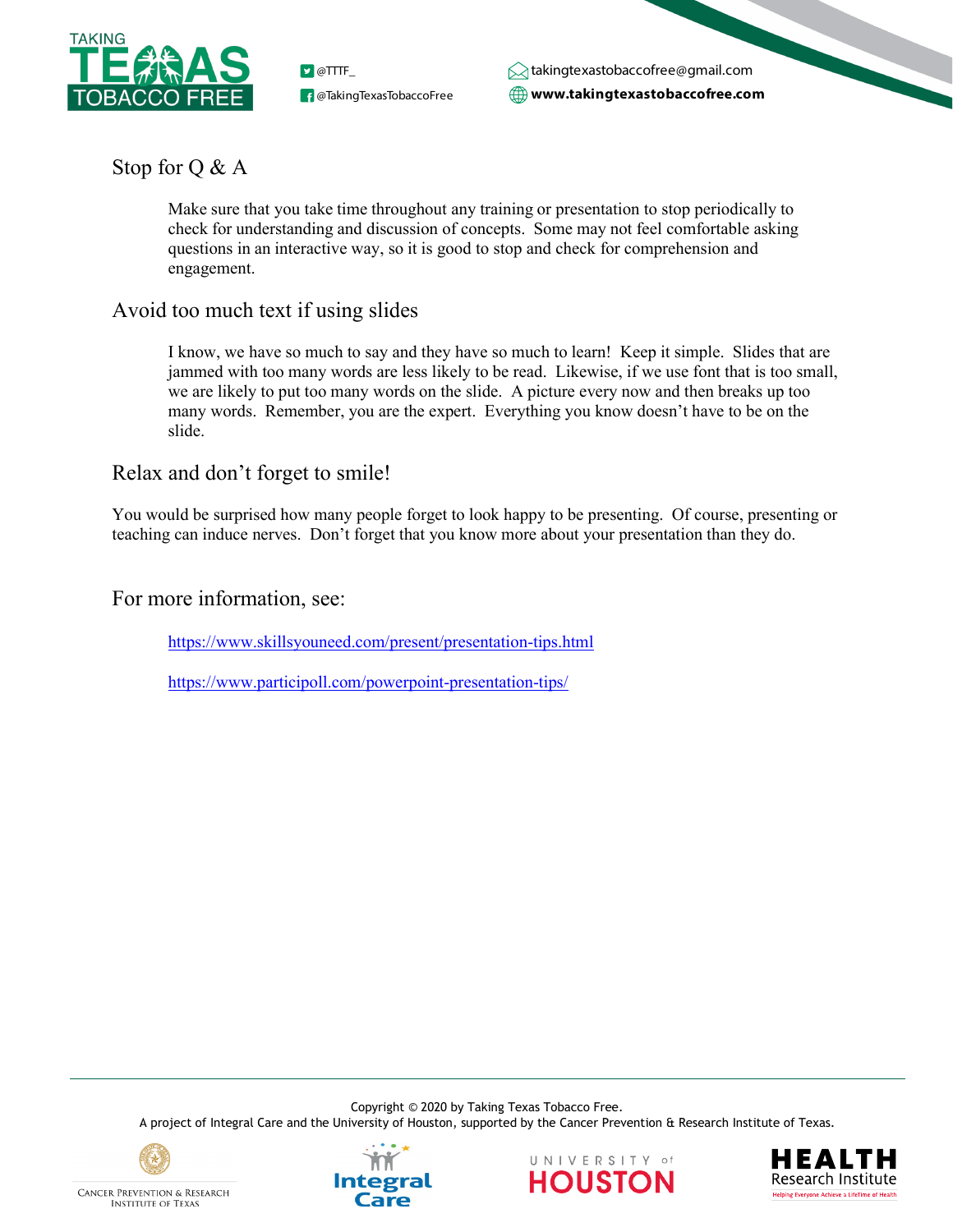## Stop for Q & A

Make sure that you take time throughout any training or presentation to stop periodically to check for understanding and discussion of concepts. Some may not feel comfortable asking questions in an interactive way, so it is good to stop and check for comprehension and engagement.

## Avoid too much text if using slides

I know, we have so much to say and they have so much to learn! Keep it simple. Slides that are jammed with too many words are less likely to be read. Likewise, if we use font that is too small, we are likely to put too many words on the slide. A picture every now and then breaks up too many words. Remember, you are the expert. Everything you know doesn't have to be on the slide.

## Relax and don't forget to smile!

You would be surprised how many people forget to look happy to be presenting. Of course, presenting or teaching can induce nerves. Don't forget that you know more about your presentation than they do.

## For more information, see:

https://www.skillsyouneed.com/present/presentation-tips.html

https://www.participoll.com/powerpoint-presentation-tips/

Copyright © 2020 by Taking Texas Tobacco Free.
A project of Integral Care and the University of Houston, supported by the Cancer Prevention & Research Institute of Texas.